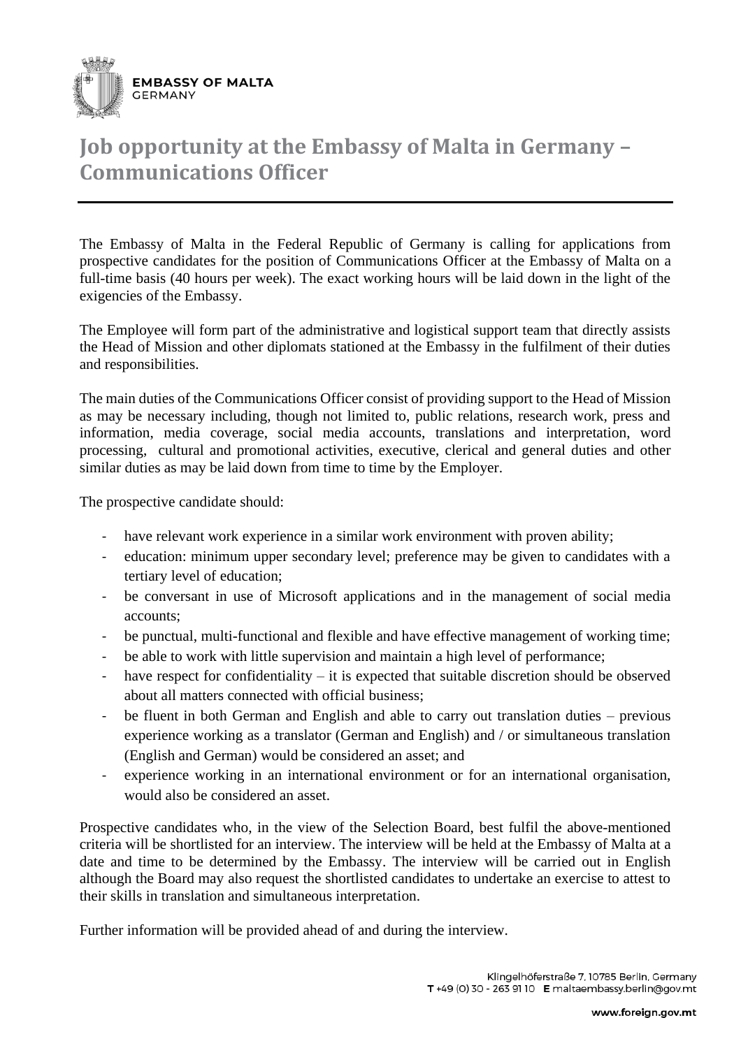EMBASSY OF MALTA
GERMANY

# Job opportunity at the Embassy of Malta in Germany – Communications Officer

The Embassy of Malta in the Federal Republic of Germany is calling for applications from prospective candidates for the position of Communications Officer at the Embassy of Malta on a full-time basis (40 hours per week). The exact working hours will be laid down in the light of the exigencies of the Embassy.

The Employee will form part of the administrative and logistical support team that directly assists the Head of Mission and other diplomats stationed at the Embassy in the fulfilment of their duties and responsibilities.

The main duties of the Communications Officer consist of providing support to the Head of Mission as may be necessary including, though not limited to, public relations, research work, press and information, media coverage, social media accounts, translations and interpretation, word processing, cultural and promotional activities, executive, clerical and general duties and other similar duties as may be laid down from time to time by the Employer.

The prospective candidate should:

- have relevant work experience in a similar work environment with proven ability;
- education: minimum upper secondary level; preference may be given to candidates with a tertiary level of education;
- be conversant in use of Microsoft applications and in the management of social media accounts;
- be punctual, multi-functional and flexible and have effective management of working time;
- be able to work with little supervision and maintain a high level of performance;
- have respect for confidentiality – it is expected that suitable discretion should be observed about all matters connected with official business;
- be fluent in both German and English and able to carry out translation duties – previous experience working as a translator (German and English) and / or simultaneous translation (English and German) would be considered an asset; and
- experience working in an international environment or for an international organisation, would also be considered an asset.

Prospective candidates who, in the view of the Selection Board, best fulfil the above-mentioned criteria will be shortlisted for an interview. The interview will be held at the Embassy of Malta at a date and time to be determined by the Embassy. The interview will be carried out in English although the Board may also request the shortlisted candidates to undertake an exercise to attest to their skills in translation and simultaneous interpretation.

Further information will be provided ahead of and during the interview.

Klingelhöferstraße 7, 10785 Berlin, Germany
T +49 (0) 30 - 263 91 10 E maltaembassy.berlin@gov.mt

www.foreign.gov.mt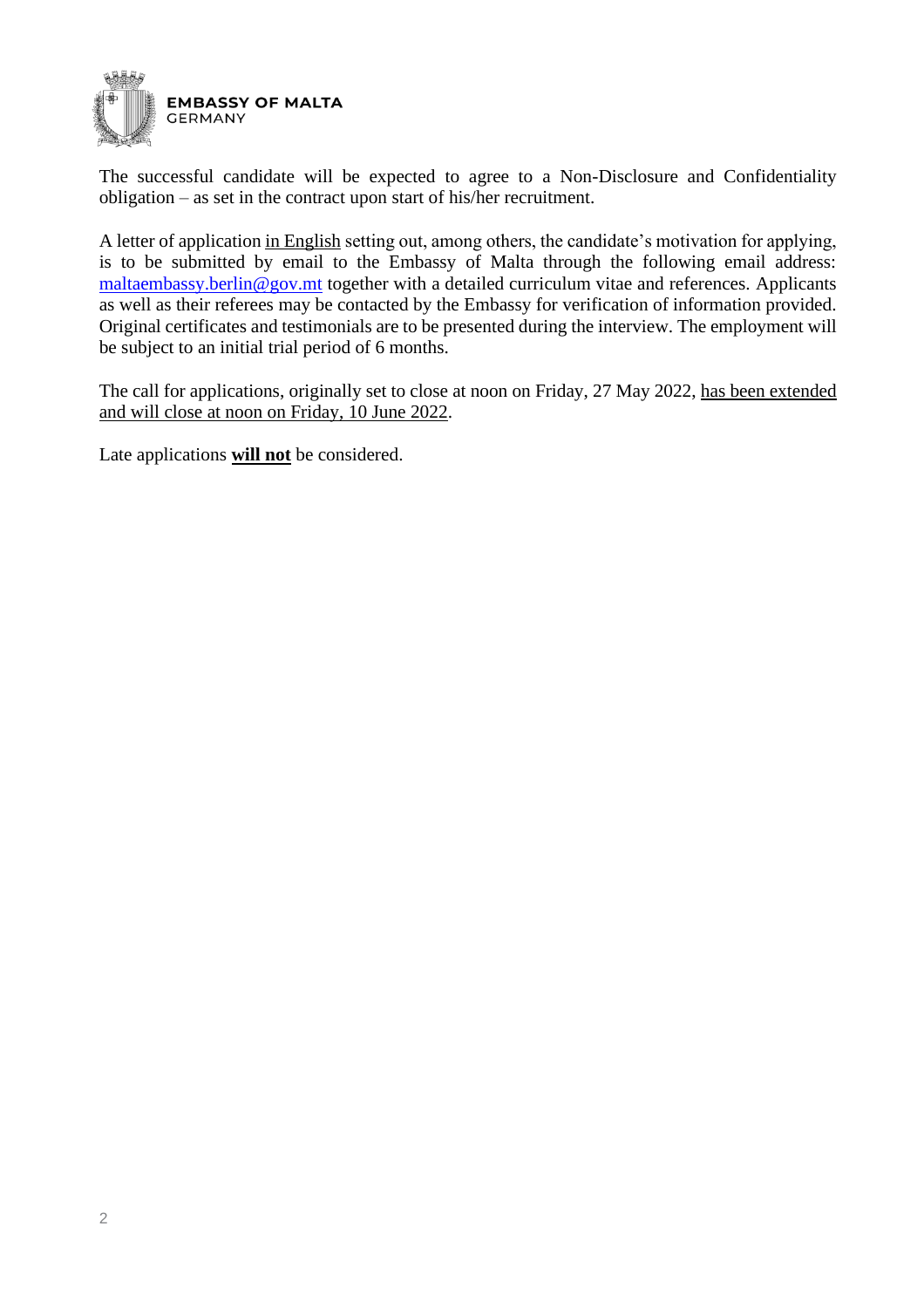The successful candidate will be expected to agree to a Non-Disclosure and Confidentiality obligation – as set in the contract upon start of his/her recruitment.

A letter of application in English setting out, among others, the candidate's motivation for applying, is to be submitted by email to the Embassy of Malta through the following email address: maltaembassy.berlin@gov.mt together with a detailed curriculum vitae and references. Applicants as well as their referees may be contacted by the Embassy for verification of information provided. Original certificates and testimonials are to be presented during the interview. The employment will be subject to an initial trial period of 6 months.

The call for applications, originally set to close at noon on Friday, 27 May 2022, has been extended and will close at noon on Friday, 10 June 2022.

Late applications **will not** be considered.